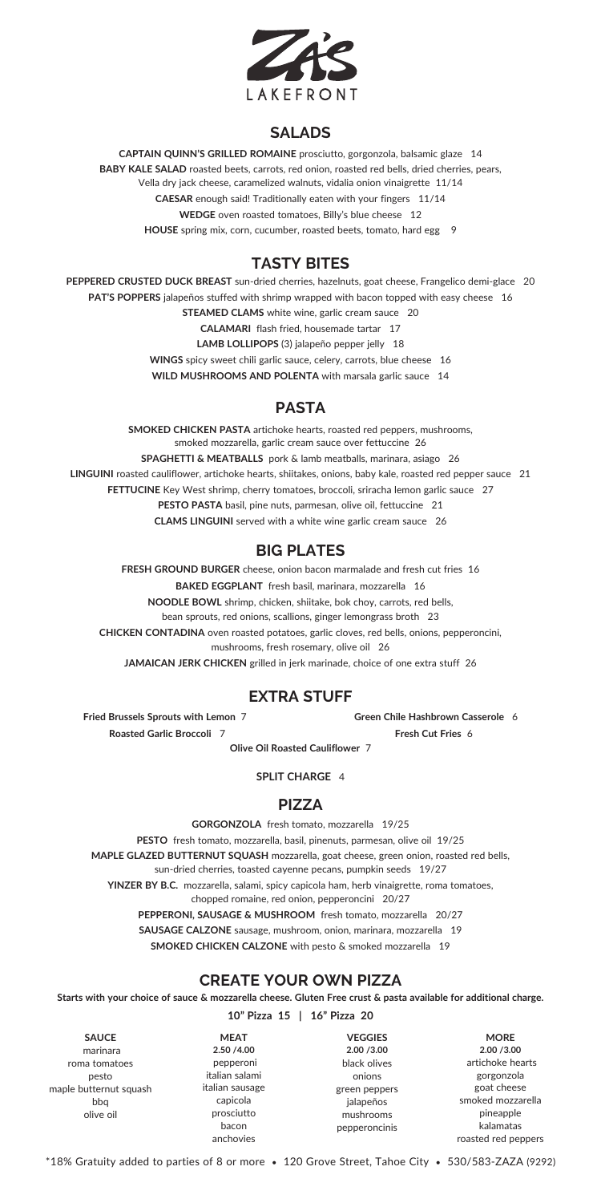# ZA'S LAKEFRONT

## SALADS

**CAPTAIN QUINN'S GRILLED ROMAINE** prosciutto, gorgonzola, balsamic glaze 14

**BABY KALE SALAD** roasted beets, carrots, red onion, roasted red bells, dried cherries, pears, Vella dry jack cheese, caramelized walnuts, vidalia onion vinaigrette 11/14

**CAESAR** enough said! Traditionally eaten with your fingers 11/14

**WEDGE** oven roasted tomatoes, Billy's blue cheese 12

**HOUSE** spring mix, corn, cucumber, roasted beets, tomato, hard egg 9

## TASTY BITES

**PEPPERED CRUSTED DUCK BREAST** sun-dried cherries, hazelnuts, goat cheese, Frangelico demi-glace 20

**PAT'S POPPERS** jalapeños stuffed with shrimp wrapped with bacon topped with easy cheese 16

**STEAMED CLAMS** white wine, garlic cream sauce 20

**CALAMARI** flash fried, housemade tartar 17

**LAMB LOLLIPOPS** (3) jalapeño pepper jelly 18

**WINGS** spicy sweet chili garlic sauce, celery, carrots, blue cheese 16

**WILD MUSHROOMS AND POLENTA** with marsala garlic sauce 14

## PASTA

**SMOKED CHICKEN PASTA** artichoke hearts, roasted red peppers, mushrooms, smoked mozzarella, garlic cream sauce over fettuccine 26

**SPAGHETTI & MEATBALLS** pork & lamb meatballs, marinara, asiago 26

**LINGUINI** roasted cauliflower, artichoke hearts, shiitakes, onions, baby kale, roasted red pepper sauce 21

**FETTUCINE** Key West shrimp, cherry tomatoes, broccoli, sriracha lemon garlic sauce 27

**PESTO PASTA** basil, pine nuts, parmesan, olive oil, fettuccine 21

**CLAMS LINGUINI** served with a white wine garlic cream sauce 26

## BIG PLATES

**FRESH GROUND BURGER** cheese, onion bacon marmalade and fresh cut fries 16

**BAKED EGGPLANT** fresh basil, marinara, mozzarella 16

**NOODLE BOWL** shrimp, chicken, shiitake, bok choy, carrots, red bells, bean sprouts, red onions, scallions, ginger lemongrass broth 23

**CHICKEN CONTADINA** oven roasted potatoes, garlic cloves, red bells, onions, pepperoncini, mushrooms, fresh rosemary, olive oil 26

**JAMAICAN JERK CHICKEN** grilled in jerk marinade, choice of one extra stuff 26

## EXTRA STUFF

**Fried Brussels Sprouts with Lemon** 7

**Green Chile Hashbrown Casserole** 6

**Roasted Garlic Broccoli** 7

**Fresh Cut Fries** 6

**Olive Oil Roasted Cauliflower** 7

**SPLIT CHARGE** 4

## PIZZA

**GORGONZOLA** fresh tomato, mozzarella 19/25

**PESTO** fresh tomato, mozzarella, basil, pinenuts, parmesan, olive oil 19/25

**MAPLE GLAZED BUTTERNUT SQUASH** mozzarella, goat cheese, green onion, roasted red bells, sun-dried cherries, toasted cayenne pecans, pumpkin seeds 19/27

**YINZER BY B.C.** mozzarella, salami, spicy capicola ham, herb vinaigrette, roma tomatoes, chopped romaine, red onion, pepperoncini 20/27

**PEPPERONI, SAUSAGE & MUSHROOM** fresh tomato, mozzarella 20/27

**SAUSAGE CALZONE** sausage, mushroom, onion, marinara, mozzarella 19

**SMOKED CHICKEN CALZONE** with pesto & smoked mozzarella 19

## CREATE YOUR OWN PIZZA

**Starts with your choice of sauce & mozzarella cheese. Gluten Free crust & pasta available for additional charge.**

**10" Pizza 15 | 16" Pizza 20**

| SAUCE | MEAT 2.50 /4.00 | VEGGIES 2.00 /3.00 | MORE 2.00 /3.00 |
|---|---|---|---|
| marinara | pepperoni | black olives | artichoke hearts |
| roma tomatoes | italian salami | onions | gorgonzola |
| pesto | italian sausage | green peppers | goat cheese |
| maple butternut squash | capicola | jalapeños | smoked mozzarella |
| bbq | prosciutto | mushrooms | pineapple |
| olive oil | bacon | pepperoncinis | kalamatas |
| | anchovies | | roasted red peppers |

*18% Gratuity added to parties of 8 or more • 120 Grove Street, Tahoe City • 530/583-ZAZA (9292)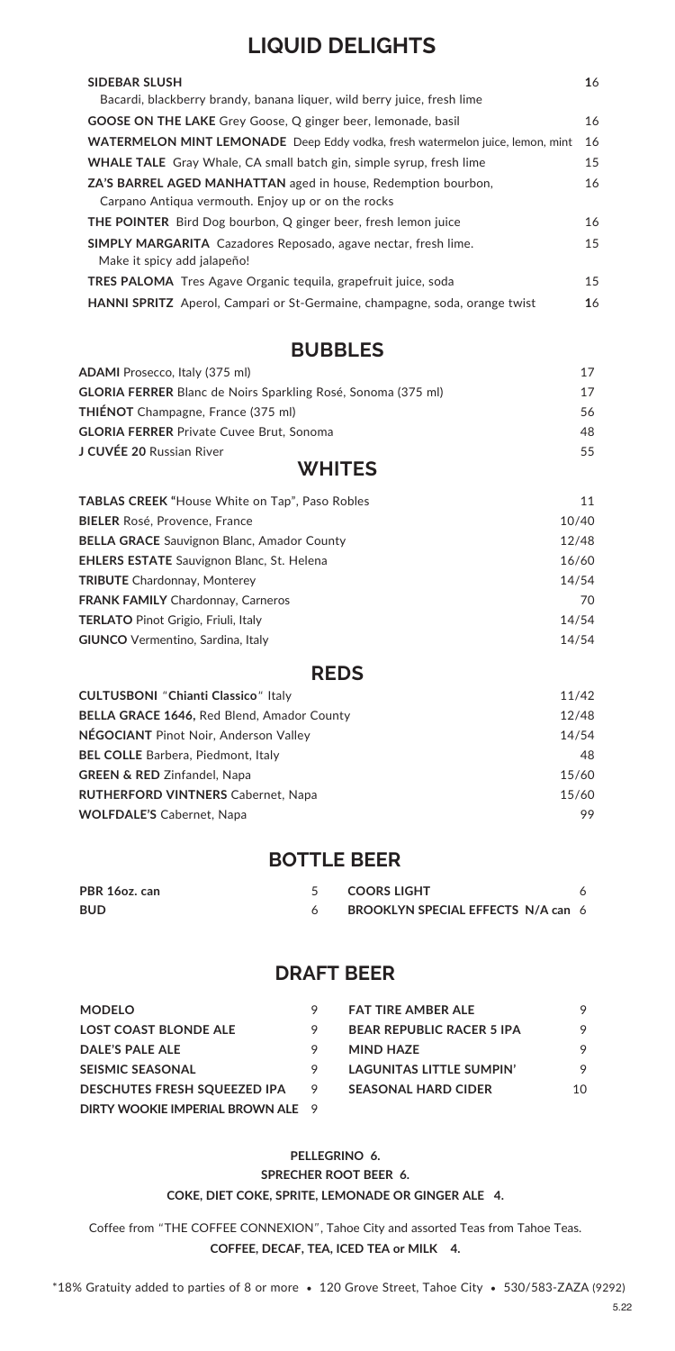# LIQUID DELIGHTS

| | |
|---|---|
| **SIDEBAR SLUSH** Bacardi, blackberry brandy, banana liquer, wild berry juice, fresh lime | 16 |
| **GOOSE ON THE LAKE** Grey Goose, Q ginger beer, lemonade, basil | 16 |
| **WATERMELON MINT LEMONADE** Deep Eddy vodka, fresh watermelon juice, lemon, mint | 16 |
| **WHALE TALE** Gray Whale, CA small batch gin, simple syrup, fresh lime | 15 |
| **ZA'S BARREL AGED MANHATTAN** aged in house, Redemption bourbon, Carpano Antiqua vermouth. Enjoy up or on the rocks | 16 |
| **THE POINTER** Bird Dog bourbon, Q ginger beer, fresh lemon juice | 16 |
| **SIMPLY MARGARITA** Cazadores Reposado, agave nectar, fresh lime. Make it spicy add jalapeño! | 15 |
| **TRES PALOMA** Tres Agave Organic tequila, grapefruit juice, soda | 15 |
| **HANNI SPRITZ** Aperol, Campari or St-Germaine, champagne, soda, orange twist | 16 |

## BUBBLES

| | |
|---|---|
| **ADAMI** Prosecco, Italy (375 ml) | 17 |
| **GLORIA FERRER** Blanc de Noirs Sparkling Rosé, Sonoma (375 ml) | 17 |
| **THIÉNOT** Champagne, France (375 ml) | 56 |
| **GLORIA FERRER** Private Cuvee Brut, Sonoma | 48 |
| **J CUVÉE 20** Russian River | 55 |

## WHITES

| | |
|---|---|
| **TABLAS CREEK** "House White on Tap", Paso Robles | 11 |
| **BIELER** Rosé, Provence, France | 10/40 |
| **BELLA GRACE** Sauvignon Blanc, Amador County | 12/48 |
| **EHLERS ESTATE** Sauvignon Blanc, St. Helena | 16/60 |
| **TRIBUTE** Chardonnay, Monterey | 14/54 |
| **FRANK FAMILY** Chardonnay, Carneros | 70 |
| **TERLATO** Pinot Grigio, Friuli, Italy | 14/54 |
| **GIUNCO** Vermentino, Sardina, Italy | 14/54 |

## REDS

| | |
|---|---|
| **CULTUSBONI** "**Chianti Classico**" Italy | 11/42 |
| **BELLA GRACE 1646,** Red Blend, Amador County | 12/48 |
| **NÉGOCIANT** Pinot Noir, Anderson Valley | 14/54 |
| **BEL COLLE** Barbera, Piedmont, Italy | 48 |
| **GREEN & RED** Zinfandel, Napa | 15/60 |
| **RUTHERFORD VINTNERS** Cabernet, Napa | 15/60 |
| **WOLFDALE'S** Cabernet, Napa | 99 |

## BOTTLE BEER

| | | | |
|---|---|---|---|
| **PBR 16oz. can** | 5 | **COORS LIGHT** | 6 |
| **BUD** | 6 | **BROOKLYN SPECIAL EFFECTS N/A can** | 6 |

## DRAFT BEER

| | | | |
|---|---|---|---|
| **MODELO** | 9 | **FAT TIRE AMBER ALE** | 9 |
| **LOST COAST BLONDE ALE** | 9 | **BEAR REPUBLIC RACER 5 IPA** | 9 |
| **DALE'S PALE ALE** | 9 | **MIND HAZE** | 9 |
| **SEISMIC SEASONAL** | 9 | **LAGUNITAS LITTLE SUMPIN'** | 9 |
| **DESCHUTES FRESH SQUEEZED IPA** | 9 | **SEASONAL HARD CIDER** | 10 |
| **DIRTY WOOKIE IMPERIAL BROWN ALE** | 9 | | |

**PELLEGRINO 6.**

**SPRECHER ROOT BEER 6.**

**COKE, DIET COKE, SPRITE, LEMONADE OR GINGER ALE 4.**

Coffee from "THE COFFEE CONNEXION", Tahoe City and assorted Teas from Tahoe Teas.

**COFFEE, DECAF, TEA, ICED TEA or MILK 4.**

*18% Gratuity added to parties of 8 or more • 120 Grove Street, Tahoe City • 530/583-ZAZA (9292)

5.22